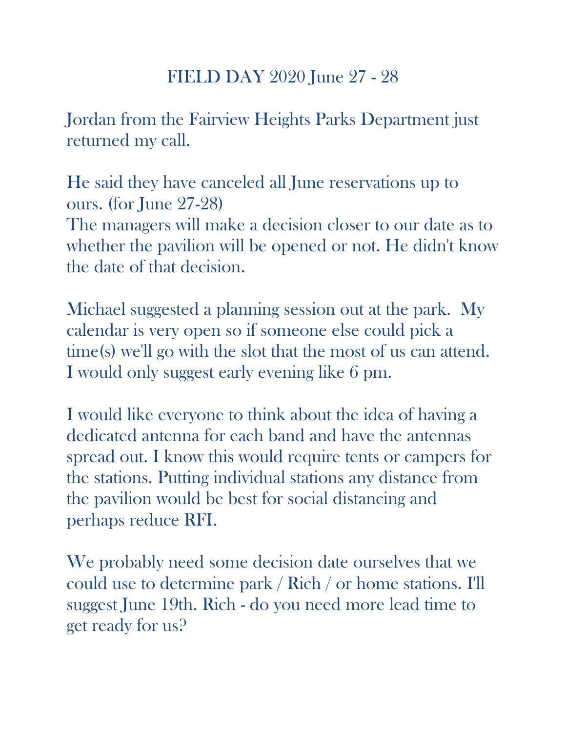# FIELD DAY 2020 June 27 - 28

Jordan from the Fairview Heights Parks Department just returned my call.

He said they have canceled all June reservations up to ours. (for June 27-28)
The managers will make a decision closer to our date as to whether the pavilion will be opened or not. He didn't know the date of that decision.

Michael suggested a planning session out at the park. My calendar is very open so if someone else could pick a time(s) we'll go with the slot that the most of us can attend. I would only suggest early evening like 6 pm.

I would like everyone to think about the idea of having a dedicated antenna for each band and have the antennas spread out. I know this would require tents or campers for the stations. Putting individual stations any distance from the pavilion would be best for social distancing and perhaps reduce RFI.

We probably need some decision date ourselves that we could use to determine park / Rich / or home stations. I'll suggest June 19th. Rich - do you need more lead time to get ready for us?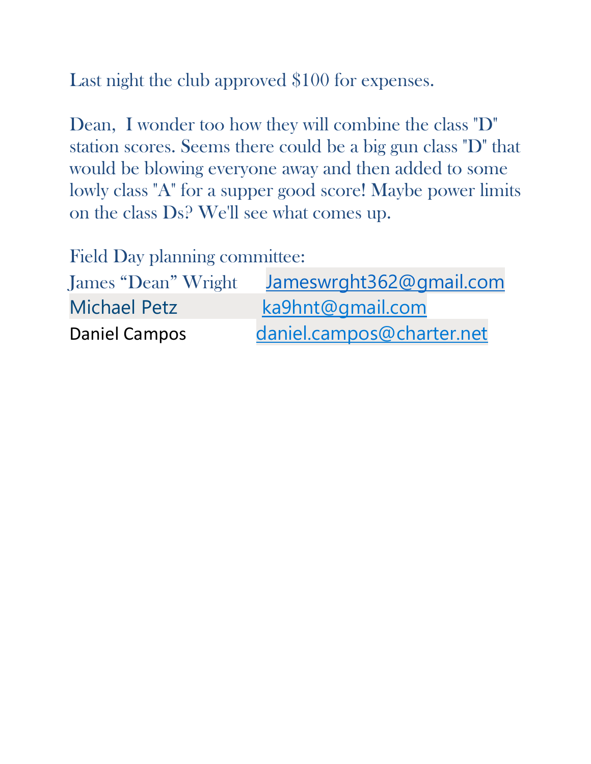Last night the club approved $100 for expenses.

Dean, I wonder too how they will combine the class "D" station scores. Seems there could be a big gun class "D" that would be blowing everyone away and then added to some lowly class "A" for a supper good score! Maybe power limits on the class Ds? We'll see what comes up.

Field Day planning committee:

| | |
|---|---|
| James "Dean" Wright | Jameswrght362@gmail.com |
| Michael Petz | ka9hnt@gmail.com |
| Daniel Campos | daniel.campos@charter.net |